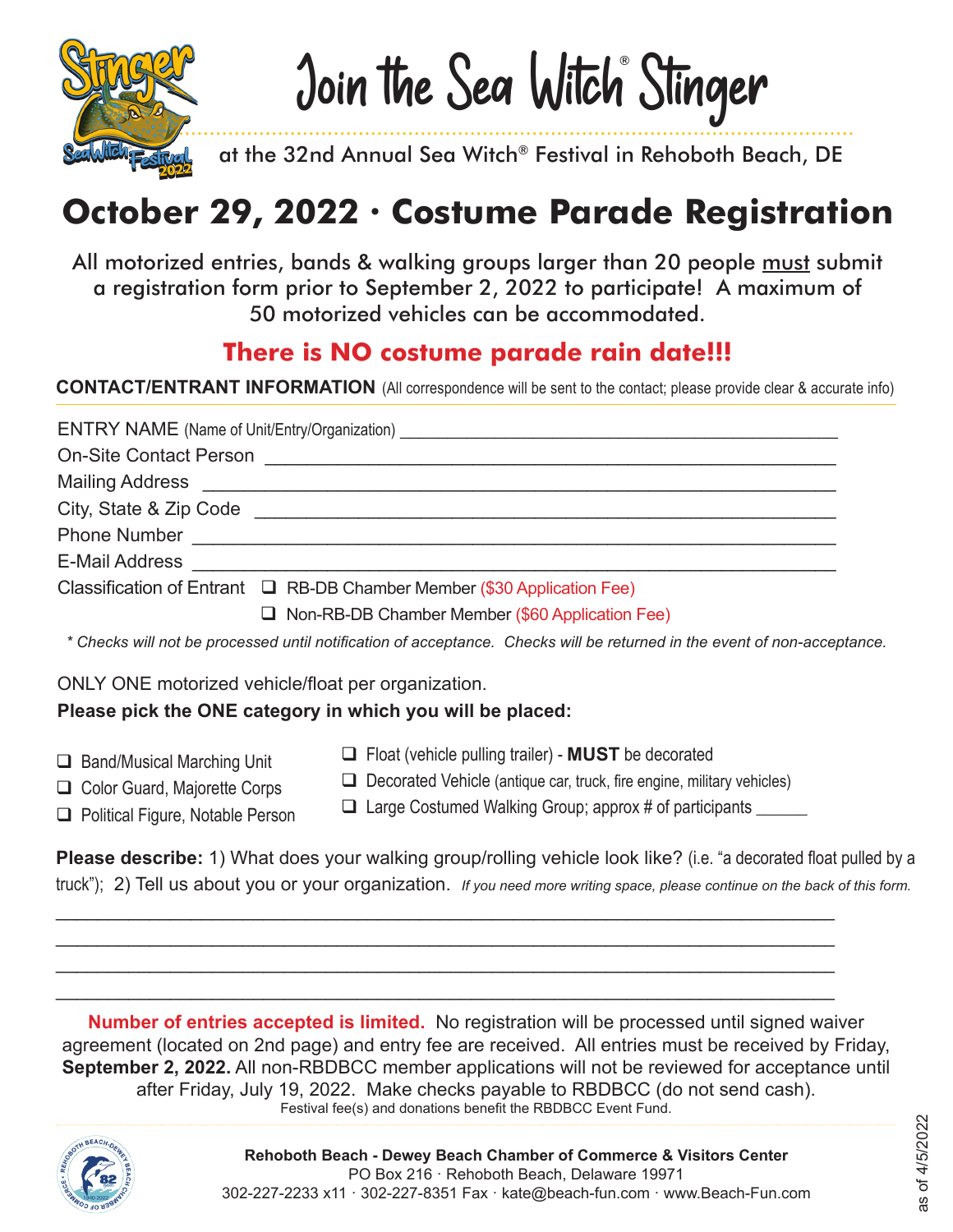# Join the Sea Witch® Stinger

at the 32nd Annual Sea Witch® Festival in Rehoboth Beach, DE

## October 29, 2022 · Costume Parade Registration

All motorized entries, bands & walking groups larger than 20 people must submit a registration form prior to September 2, 2022 to participate! A maximum of 50 motorized vehicles can be accommodated.

### There is NO costume parade rain date!!!

**CONTACT/ENTRANT INFORMATION** (All correspondence will be sent to the contact; please provide clear & accurate info)

ENTRY NAME (Name of Unit/Entry/Organization) ___________________________________________

On-Site Contact Person ___________________________________________

Mailing Address ___________________________________________

City, State & Zip Code ___________________________________________

Phone Number ___________________________________________

E-Mail Address ___________________________________________

Classification of Entrant
- ❑ RB-DB Chamber Member ($30 Application Fee)
- ❑ Non-RB-DB Chamber Member ($60 Application Fee)

*\* Checks will not be processed until notification of acceptance. Checks will be returned in the event of non-acceptance.*

ONLY ONE motorized vehicle/float per organization.

**Please pick the ONE category in which you will be placed:**

- ❑ Band/Musical Marching Unit
- ❑ Color Guard, Majorette Corps
- ❑ Political Figure, Notable Person
- ❑ Float (vehicle pulling trailer) - **MUST** be decorated
- ❑ Decorated Vehicle (antique car, truck, fire engine, military vehicles)
- ❑ Large Costumed Walking Group; approx # of participants ______

**Please describe:** 1) What does your walking group/rolling vehicle look like? (i.e. "a decorated float pulled by a truck"); 2) Tell us about you or your organization. *If you need more writing space, please continue on the back of this form.*

___________________________________________

___________________________________________

___________________________________________

___________________________________________

**Number of entries accepted is limited.** No registration will be processed until signed waiver agreement (located on 2nd page) and entry fee are received. All entries must be received by Friday, **September 2, 2022.** All non-RBDBCC member applications will not be reviewed for acceptance until after Friday, July 19, 2022. Make checks payable to RBDBCC (do not send cash).

Festival fee(s) and donations benefit the RBDBCC Event Fund.

**Rehoboth Beach - Dewey Beach Chamber of Commerce & Visitors Center**
PO Box 216 · Rehoboth Beach, Delaware 19971
302-227-2233 x11 · 302-227-8351 Fax · kate@beach-fun.com · www.Beach-Fun.com

as of 4/5/2022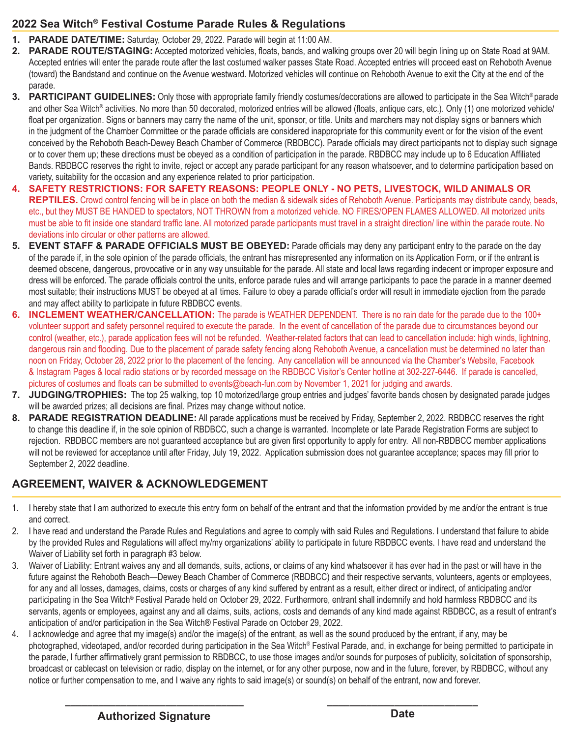## 2022 Sea Witch® Festival Costume Parade Rules & Regulations

1. **PARADE DATE/TIME:** Saturday, October 29, 2022. Parade will begin at 11:00 AM.
2. **PARADE ROUTE/STAGING:** Accepted motorized vehicles, floats, bands, and walking groups over 20 will begin lining up on State Road at 9AM. Accepted entries will enter the parade route after the last costumed walker passes State Road. Accepted entries will proceed east on Rehoboth Avenue (toward) the Bandstand and continue on the Avenue westward. Motorized vehicles will continue on Rehoboth Avenue to exit the City at the end of the parade.
3. **PARTICIPANT GUIDELINES:** Only those with appropriate family friendly costumes/decorations are allowed to participate in the Sea Witch® parade and other Sea Witch® activities. No more than 50 decorated, motorized entries will be allowed (floats, antique cars, etc.). Only (1) one motorized vehicle/ float per organization. Signs or banners may carry the name of the unit, sponsor, or title. Units and marchers may not display signs or banners which in the judgment of the Chamber Committee or the parade officials are considered inappropriate for this community event or for the vision of the event conceived by the Rehoboth Beach-Dewey Beach Chamber of Commerce (RBDBCC). Parade officials may direct participants not to display such signage or to cover them up; these directions must be obeyed as a condition of participation in the parade. RBDBCC may include up to 6 Education Affiliated Bands. RBDBCC reserves the right to invite, reject or accept any parade participant for any reason whatsoever, and to determine participation based on variety, suitability for the occasion and any experience related to prior participation.
4. **SAFETY RESTRICTIONS: FOR SAFETY REASONS: PEOPLE ONLY - NO PETS, LIVESTOCK, WILD ANIMALS OR REPTILES.** Crowd control fencing will be in place on both the median & sidewalk sides of Rehoboth Avenue. Participants may distribute candy, beads, etc., but they MUST BE HANDED to spectators, NOT THROWN from a motorized vehicle. NO FIRES/OPEN FLAMES ALLOWED. All motorized units must be able to fit inside one standard traffic lane. All motorized parade participants must travel in a straight direction/ line within the parade route. No deviations into circular or other patterns are allowed.
5. **EVENT STAFF & PARADE OFFICIALS MUST BE OBEYED:** Parade officials may deny any participant entry to the parade on the day of the parade if, in the sole opinion of the parade officials, the entrant has misrepresented any information on its Application Form, or if the entrant is deemed obscene, dangerous, provocative or in any way unsuitable for the parade. All state and local laws regarding indecent or improper exposure and dress will be enforced. The parade officials control the units, enforce parade rules and will arrange participants to pace the parade in a manner deemed most suitable; their instructions MUST be obeyed at all times. Failure to obey a parade official's order will result in immediate ejection from the parade and may affect ability to participate in future RBDBCC events.
6. **INCLEMENT WEATHER/CANCELLATION:** The parade is WEATHER DEPENDENT. There is no rain date for the parade due to the 100+ volunteer support and safety personnel required to execute the parade. In the event of cancellation of the parade due to circumstances beyond our control (weather, etc.), parade application fees will not be refunded. Weather-related factors that can lead to cancellation include: high winds, lightning, dangerous rain and flooding. Due to the placement of parade safety fencing along Rehoboth Avenue, a cancellation must be determined no later than noon on Friday, October 28, 2022 prior to the placement of the fencing. Any cancellation will be announced via the Chamber's Website, Facebook & Instagram Pages & local radio stations or by recorded message on the RBDBCC Visitor's Center hotline at 302-227-6446. If parade is cancelled, pictures of costumes and floats can be submitted to events@beach-fun.com by November 1, 2021 for judging and awards.
7. **JUDGING/TROPHIES:** The top 25 walking, top 10 motorized/large group entries and judges' favorite bands chosen by designated parade judges will be awarded prizes; all decisions are final. Prizes may change without notice.
8. **PARADE REGISTRATION DEADLINE:** All parade applications must be received by Friday, September 2, 2022. RBDBCC reserves the right to change this deadline if, in the sole opinion of RBDBCC, such a change is warranted. Incomplete or late Parade Registration Forms are subject to rejection. RBDBCC members are not guaranteed acceptance but are given first opportunity to apply for entry. All non-RBDBCC member applications will not be reviewed for acceptance until after Friday, July 19, 2022. Application submission does not guarantee acceptance; spaces may fill prior to September 2, 2022 deadline.

## AGREEMENT, WAIVER & ACKNOWLEDGEMENT

1. I hereby state that I am authorized to execute this entry form on behalf of the entrant and that the information provided by me and/or the entrant is true and correct.
2. I have read and understand the Parade Rules and Regulations and agree to comply with said Rules and Regulations. I understand that failure to abide by the provided Rules and Regulations will affect my/my organizations' ability to participate in future RBDBCC events. I have read and understand the Waiver of Liability set forth in paragraph #3 below.
3. Waiver of Liability: Entrant waives any and all demands, suits, actions, or claims of any kind whatsoever it has ever had in the past or will have in the future against the Rehoboth Beach—Dewey Beach Chamber of Commerce (RBDBCC) and their respective servants, volunteers, agents or employees, for any and all losses, damages, claims, costs or charges of any kind suffered by entrant as a result, either direct or indirect, of anticipating and/or participating in the Sea Witch® Festival Parade held on October 29, 2022. Furthermore, entrant shall indemnify and hold harmless RBDBCC and its servants, agents or employees, against any and all claims, suits, actions, costs and demands of any kind made against RBDBCC, as a result of entrant's anticipation of and/or participation in the Sea Witch® Festival Parade on October 29, 2022.
4. I acknowledge and agree that my image(s) and/or the image(s) of the entrant, as well as the sound produced by the entrant, if any, may be photographed, videotaped, and/or recorded during participation in the Sea Witch® Festival Parade, and, in exchange for being permitted to participate in the parade, I further affirmatively grant permission to RBDBCC, to use those images and/or sounds for purposes of publicity, solicitation of sponsorship, broadcast or cablecast on television or radio, display on the internet, or for any other purpose, now and in the future, forever, by RBDBCC, without any notice or further compensation to me, and I waive any rights to said image(s) or sound(s) on behalf of the entrant, now and forever.

______________________________ **Authorized Signature**

__________________________ **Date**